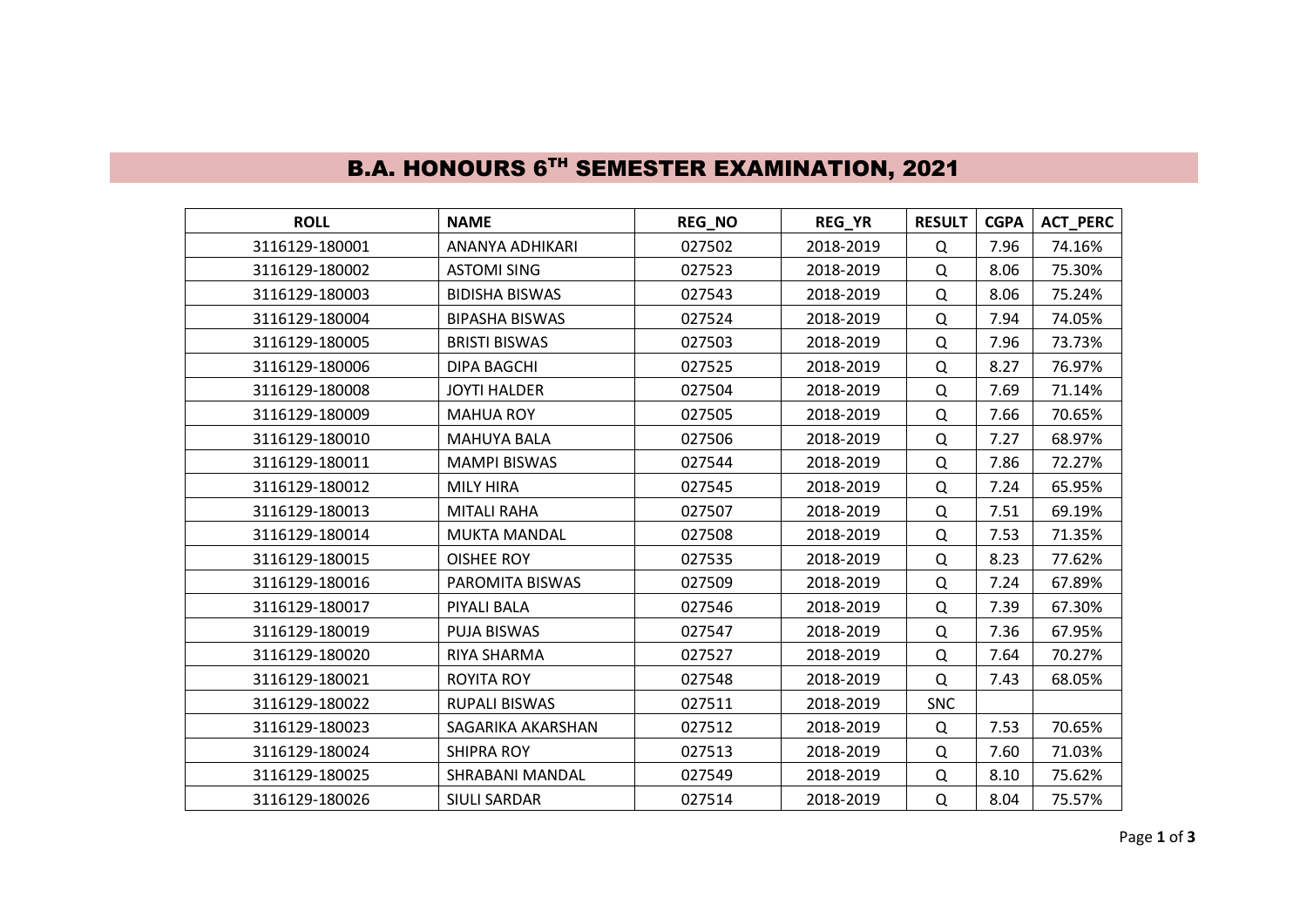# B.A. HONOURS 6$^{TH}$ SEMESTER EXAMINATION, 2021

| ROLL | NAME | REG_NO | REG_YR | RESULT | CGPA | ACT_PERC |
|---|---|---|---|---|---|---|
| 3116129-180001 | ANANYA ADHIKARI | 027502 | 2018-2019 | Q | 7.96 | 74.16% |
| 3116129-180002 | ASTOMI SING | 027523 | 2018-2019 | Q | 8.06 | 75.30% |
| 3116129-180003 | BIDISHA BISWAS | 027543 | 2018-2019 | Q | 8.06 | 75.24% |
| 3116129-180004 | BIPASHA BISWAS | 027524 | 2018-2019 | Q | 7.94 | 74.05% |
| 3116129-180005 | BRISTI BISWAS | 027503 | 2018-2019 | Q | 7.96 | 73.73% |
| 3116129-180006 | DIPA BAGCHI | 027525 | 2018-2019 | Q | 8.27 | 76.97% |
| 3116129-180008 | JOYTI HALDER | 027504 | 2018-2019 | Q | 7.69 | 71.14% |
| 3116129-180009 | MAHUA ROY | 027505 | 2018-2019 | Q | 7.66 | 70.65% |
| 3116129-180010 | MAHUYA BALA | 027506 | 2018-2019 | Q | 7.27 | 68.97% |
| 3116129-180011 | MAMPI BISWAS | 027544 | 2018-2019 | Q | 7.86 | 72.27% |
| 3116129-180012 | MILY HIRA | 027545 | 2018-2019 | Q | 7.24 | 65.95% |
| 3116129-180013 | MITALI RAHA | 027507 | 2018-2019 | Q | 7.51 | 69.19% |
| 3116129-180014 | MUKTA MANDAL | 027508 | 2018-2019 | Q | 7.53 | 71.35% |
| 3116129-180015 | OISHEE ROY | 027535 | 2018-2019 | Q | 8.23 | 77.62% |
| 3116129-180016 | PAROMITA BISWAS | 027509 | 2018-2019 | Q | 7.24 | 67.89% |
| 3116129-180017 | PIYALI BALA | 027546 | 2018-2019 | Q | 7.39 | 67.30% |
| 3116129-180019 | PUJA BISWAS | 027547 | 2018-2019 | Q | 7.36 | 67.95% |
| 3116129-180020 | RIYA SHARMA | 027527 | 2018-2019 | Q | 7.64 | 70.27% |
| 3116129-180021 | ROYITA ROY | 027548 | 2018-2019 | Q | 7.43 | 68.05% |
| 3116129-180022 | RUPALI BISWAS | 027511 | 2018-2019 | SNC | | |
| 3116129-180023 | SAGARIKA AKARSHAN | 027512 | 2018-2019 | Q | 7.53 | 70.65% |
| 3116129-180024 | SHIPRA ROY | 027513 | 2018-2019 | Q | 7.60 | 71.03% |
| 3116129-180025 | SHRABANI MANDAL | 027549 | 2018-2019 | Q | 8.10 | 75.62% |
| 3116129-180026 | SIULI SARDAR | 027514 | 2018-2019 | Q | 8.04 | 75.57% |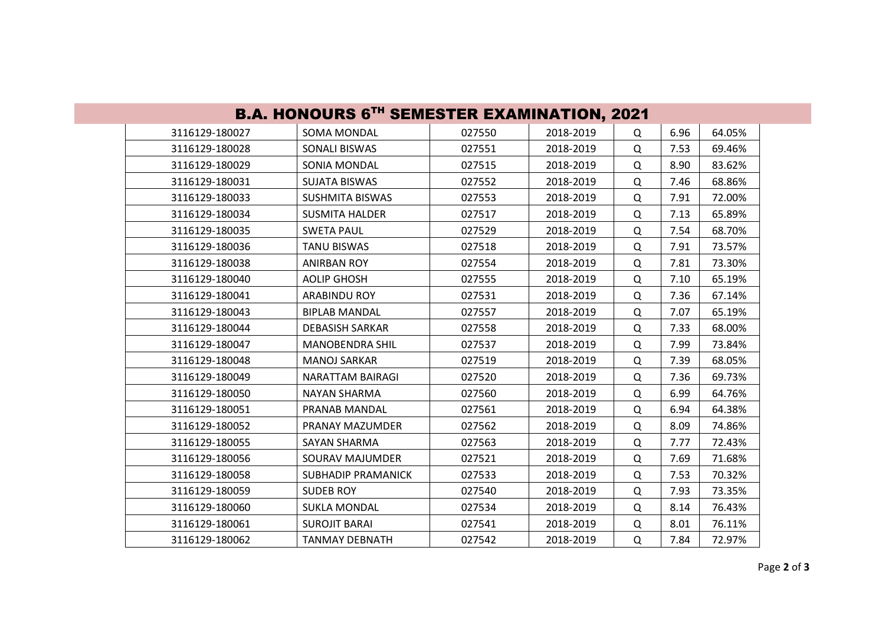## B.A. HONOURS 6TH SEMESTER EXAMINATION, 2021

| | | | | | | |
|---|---|---|---|---|---|---|
| 3116129-180027 | SOMA MONDAL | 027550 | 2018-2019 | Q | 6.96 | 64.05% |
| 3116129-180028 | SONALI BISWAS | 027551 | 2018-2019 | Q | 7.53 | 69.46% |
| 3116129-180029 | SONIA MONDAL | 027515 | 2018-2019 | Q | 8.90 | 83.62% |
| 3116129-180031 | SUJATA BISWAS | 027552 | 2018-2019 | Q | 7.46 | 68.86% |
| 3116129-180033 | SUSHMITA BISWAS | 027553 | 2018-2019 | Q | 7.91 | 72.00% |
| 3116129-180034 | SUSMITA HALDER | 027517 | 2018-2019 | Q | 7.13 | 65.89% |
| 3116129-180035 | SWETA PAUL | 027529 | 2018-2019 | Q | 7.54 | 68.70% |
| 3116129-180036 | TANU BISWAS | 027518 | 2018-2019 | Q | 7.91 | 73.57% |
| 3116129-180038 | ANIRBAN ROY | 027554 | 2018-2019 | Q | 7.81 | 73.30% |
| 3116129-180040 | AOLIP GHOSH | 027555 | 2018-2019 | Q | 7.10 | 65.19% |
| 3116129-180041 | ARABINDU ROY | 027531 | 2018-2019 | Q | 7.36 | 67.14% |
| 3116129-180043 | BIPLAB MANDAL | 027557 | 2018-2019 | Q | 7.07 | 65.19% |
| 3116129-180044 | DEBASISH SARKAR | 027558 | 2018-2019 | Q | 7.33 | 68.00% |
| 3116129-180047 | MANOBENDRA SHIL | 027537 | 2018-2019 | Q | 7.99 | 73.84% |
| 3116129-180048 | MANOJ SARKAR | 027519 | 2018-2019 | Q | 7.39 | 68.05% |
| 3116129-180049 | NARATTAM BAIRAGI | 027520 | 2018-2019 | Q | 7.36 | 69.73% |
| 3116129-180050 | NAYAN SHARMA | 027560 | 2018-2019 | Q | 6.99 | 64.76% |
| 3116129-180051 | PRANAB MANDAL | 027561 | 2018-2019 | Q | 6.94 | 64.38% |
| 3116129-180052 | PRANAY MAZUMDER | 027562 | 2018-2019 | Q | 8.09 | 74.86% |
| 3116129-180055 | SAYAN SHARMA | 027563 | 2018-2019 | Q | 7.77 | 72.43% |
| 3116129-180056 | SOURAV MAJUMDER | 027521 | 2018-2019 | Q | 7.69 | 71.68% |
| 3116129-180058 | SUBHADIP PRAMANICK | 027533 | 2018-2019 | Q | 7.53 | 70.32% |
| 3116129-180059 | SUDEB ROY | 027540 | 2018-2019 | Q | 7.93 | 73.35% |
| 3116129-180060 | SUKLA MONDAL | 027534 | 2018-2019 | Q | 8.14 | 76.43% |
| 3116129-180061 | SUROJIT BARAI | 027541 | 2018-2019 | Q | 8.01 | 76.11% |
| 3116129-180062 | TANMAY DEBNATH | 027542 | 2018-2019 | Q | 7.84 | 72.97% |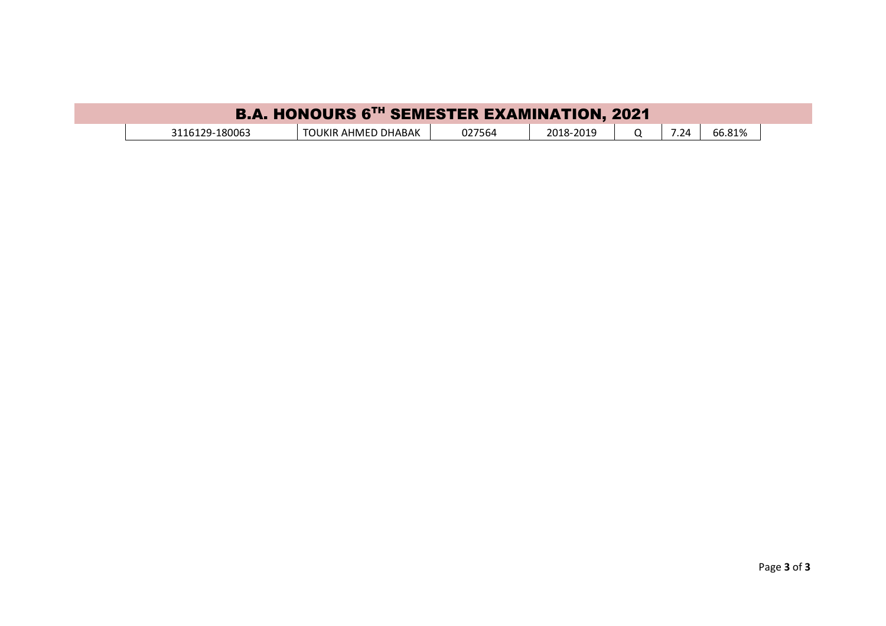## B.A. HONOURS 6$^{TH}$ SEMESTER EXAMINATION, 2021

| | | | | | | |
|---|---|---|---|---|---|---|
| 3116129-180063 | TOUKIR AHMED DHABAK | 027564 | 2018-2019 | Q | 7.24 | 66.81% |